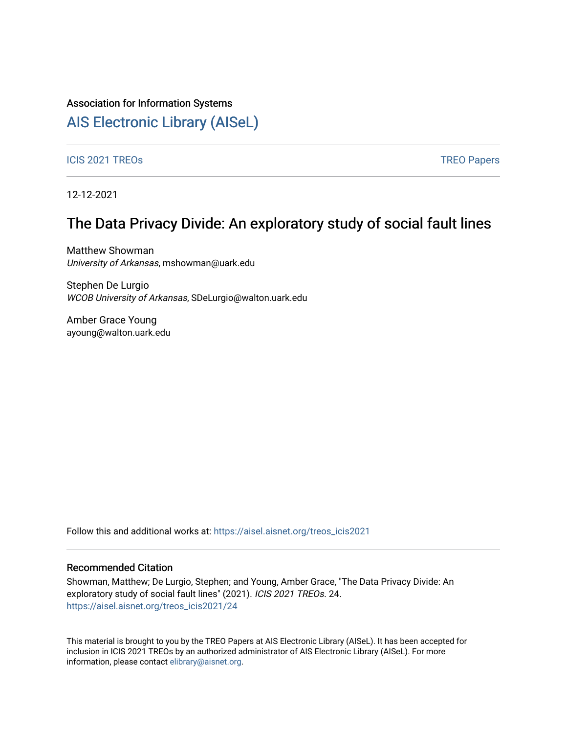Association for Information Systems

# AIS Electronic Library (AISeL)

ICIS 2021 TREOs | TREO Papers

12-12-2021

## The Data Privacy Divide: An exploratory study of social fault lines

Matthew Showman
*University of Arkansas*, mshowman@uark.edu

Stephen De Lurgio
*WCOB University of Arkansas*, SDeLurgio@walton.uark.edu

Amber Grace Young
ayoung@walton.uark.edu

Follow this and additional works at: https://aisel.aisnet.org/treos_icis2021

### Recommended Citation

Showman, Matthew; De Lurgio, Stephen; and Young, Amber Grace, "The Data Privacy Divide: An exploratory study of social fault lines" (2021). *ICIS 2021 TREOs*. 24.
https://aisel.aisnet.org/treos_icis2021/24

This material is brought to you by the TREO Papers at AIS Electronic Library (AISeL). It has been accepted for inclusion in ICIS 2021 TREOs by an authorized administrator of AIS Electronic Library (AISeL). For more information, please contact elibrary@aisnet.org.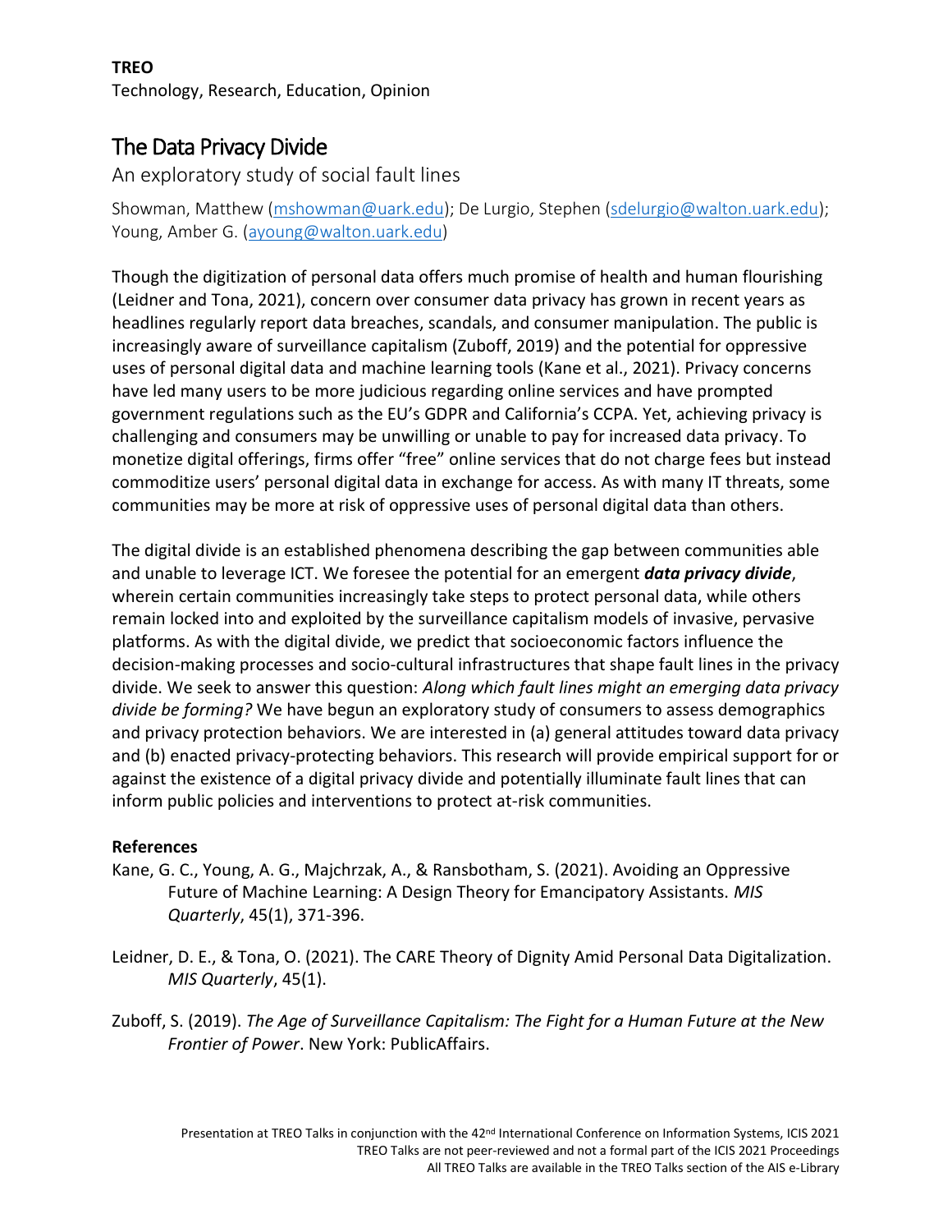**TREO**
Technology, Research, Education, Opinion

# The Data Privacy Divide

## An exploratory study of social fault lines

Showman, Matthew (mshowman@uark.edu); De Lurgio, Stephen (sdelurgio@walton.uark.edu); Young, Amber G. (ayoung@walton.uark.edu)

Though the digitization of personal data offers much promise of health and human flourishing (Leidner and Tona, 2021), concern over consumer data privacy has grown in recent years as headlines regularly report data breaches, scandals, and consumer manipulation. The public is increasingly aware of surveillance capitalism (Zuboff, 2019) and the potential for oppressive uses of personal digital data and machine learning tools (Kane et al., 2021). Privacy concerns have led many users to be more judicious regarding online services and have prompted government regulations such as the EU's GDPR and California's CCPA. Yet, achieving privacy is challenging and consumers may be unwilling or unable to pay for increased data privacy. To monetize digital offerings, firms offer "free" online services that do not charge fees but instead commoditize users' personal digital data in exchange for access. As with many IT threats, some communities may be more at risk of oppressive uses of personal digital data than others.

The digital divide is an established phenomena describing the gap between communities able and unable to leverage ICT. We foresee the potential for an emergent ***data privacy divide***, wherein certain communities increasingly take steps to protect personal data, while others remain locked into and exploited by the surveillance capitalism models of invasive, pervasive platforms. As with the digital divide, we predict that socioeconomic factors influence the decision-making processes and socio-cultural infrastructures that shape fault lines in the privacy divide. We seek to answer this question: *Along which fault lines might an emerging data privacy divide be forming?* We have begun an exploratory study of consumers to assess demographics and privacy protection behaviors. We are interested in (a) general attitudes toward data privacy and (b) enacted privacy-protecting behaviors. This research will provide empirical support for or against the existence of a digital privacy divide and potentially illuminate fault lines that can inform public policies and interventions to protect at-risk communities.

**References**

Kane, G. C., Young, A. G., Majchrzak, A., & Ransbotham, S. (2021). Avoiding an Oppressive Future of Machine Learning: A Design Theory for Emancipatory Assistants. *MIS Quarterly*, 45(1), 371-396.

Leidner, D. E., & Tona, O. (2021). The CARE Theory of Dignity Amid Personal Data Digitalization. *MIS Quarterly*, 45(1).

Zuboff, S. (2019). *The Age of Surveillance Capitalism: The Fight for a Human Future at the New Frontier of Power*. New York: PublicAffairs.

Presentation at TREO Talks in conjunction with the 42nd International Conference on Information Systems, ICIS 2021
TREO Talks are not peer-reviewed and not a formal part of the ICIS 2021 Proceedings
All TREO Talks are available in the TREO Talks section of the AIS e-Library